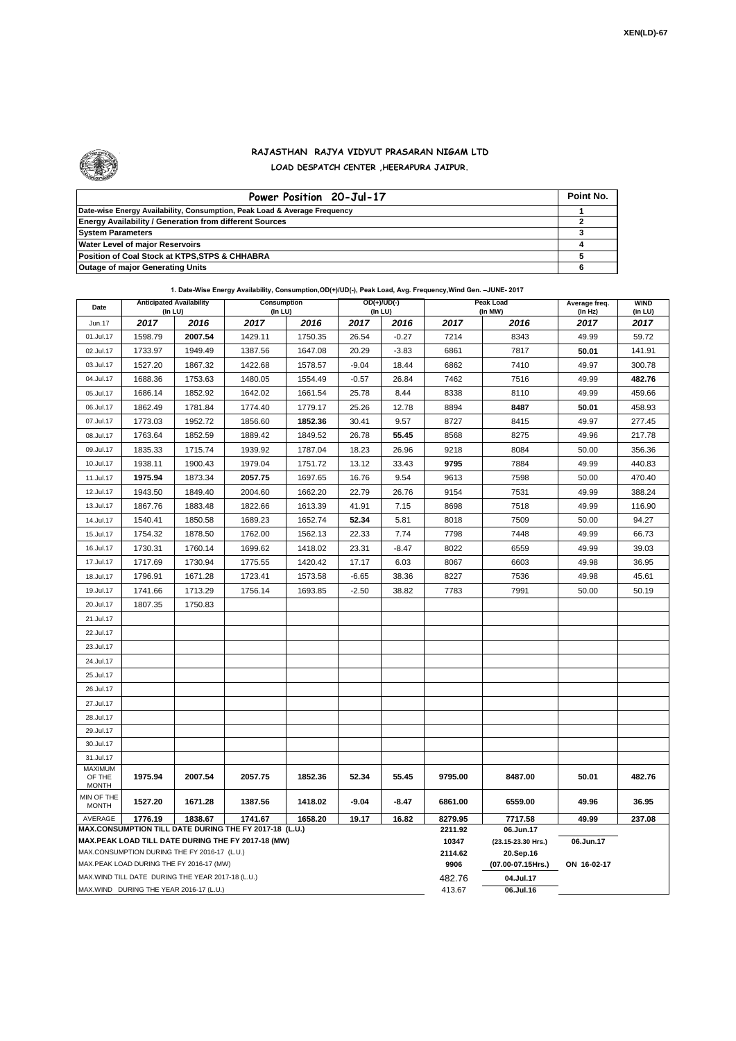XEN(LD)-67

# RAJASTHAN RAJYA VIDYUT PRASARAN NIGAM LTD
## LOAD DESPATCH CENTER ,HEERAPURA JAIPUR.

| Power Position 20-Jul-17 | Point No. |
|---|---|
| Date-wise Energy Availability, Consumption, Peak Load & Average Frequency | 1 |
| Energy Availability / Generation from different Sources | 2 |
| System Parameters | 3 |
| Water Level of major Reservoirs | 4 |
| Position of Coal Stock at KTPS,STPS & CHHABRA | 5 |
| Outage of major Generating Units | 6 |

**1. Date-Wise Energy Availability, Consumption,OD(+)/UD(-), Peak Load, Avg. Frequency,Wind Gen. –JUNE- 2017**

| Date | Anticipated Availability (In LU) | | Consumption (In LU) | | OD(+)/UD(-) (In LU) | | Peak Load (In MW) | | Average freq. (In Hz) | WIND (in LU) |
|---|---|---|---|---|---|---|---|---|---|---|
| Jun.17 | 2017 | 2016 | 2017 | 2016 | 2017 | 2016 | 2017 | 2016 | 2017 | 2017 |
| 01.Jul.17 | 1598.79 | **2007.54** | 1429.11 | 1750.35 | 26.54 | -0.27 | 7214 | 8343 | 49.99 | 59.72 |
| 02.Jul.17 | 1733.97 | 1949.49 | 1387.56 | 1647.08 | 20.29 | -3.83 | 6861 | 7817 | **50.01** | 141.91 |
| 03.Jul.17 | 1527.20 | 1867.32 | 1422.68 | 1578.57 | -9.04 | 18.44 | 6862 | 7410 | 49.97 | 300.78 |
| 04.Jul.17 | 1688.36 | 1753.63 | 1480.05 | 1554.49 | -0.57 | 26.84 | 7462 | 7516 | 49.99 | **482.76** |
| 05.Jul.17 | 1686.14 | 1852.92 | 1642.02 | 1661.54 | 25.78 | 8.44 | 8338 | 8110 | 49.99 | 459.66 |
| 06.Jul.17 | 1862.49 | 1781.84 | 1774.40 | 1779.17 | 25.26 | 12.78 | 8894 | **8487** | **50.01** | 458.93 |
| 07.Jul.17 | 1773.03 | 1952.72 | 1856.60 | **1852.36** | 30.41 | 9.57 | 8727 | 8415 | 49.97 | 277.45 |
| 08.Jul.17 | 1763.64 | 1852.59 | 1889.42 | 1849.52 | 26.78 | **55.45** | 8568 | 8275 | 49.96 | 217.78 |
| 09.Jul.17 | 1835.33 | 1715.74 | 1939.92 | 1787.04 | 18.23 | 26.96 | 9218 | 8084 | 50.00 | 356.36 |
| 10.Jul.17 | 1938.11 | 1900.43 | 1979.04 | 1751.72 | 13.12 | 33.43 | **9795** | 7884 | 49.99 | 440.83 |
| 11.Jul.17 | **1975.94** | 1873.34 | **2057.75** | 1697.65 | 16.76 | 9.54 | 9613 | 7598 | 50.00 | 470.40 |
| 12.Jul.17 | 1943.50 | 1849.40 | 2004.60 | 1662.20 | 22.79 | 26.76 | 9154 | 7531 | 49.99 | 388.24 |
| 13.Jul.17 | 1867.76 | 1883.48 | 1822.66 | 1613.39 | 41.91 | 7.15 | 8698 | 7518 | 49.99 | 116.90 |
| 14.Jul.17 | 1540.41 | 1850.58 | 1689.23 | 1652.74 | **52.34** | 5.81 | 8018 | 7509 | 50.00 | 94.27 |
| 15.Jul.17 | 1754.32 | 1878.50 | 1762.00 | 1562.13 | 22.33 | 7.74 | 7798 | 7448 | 49.99 | 66.73 |
| 16.Jul.17 | 1730.31 | 1760.14 | 1699.62 | 1418.02 | 23.31 | -8.47 | 8022 | 6559 | 49.99 | 39.03 |
| 17.Jul.17 | 1717.69 | 1730.94 | 1775.55 | 1420.42 | 17.17 | 6.03 | 8067 | 6603 | 49.98 | 36.95 |
| 18.Jul.17 | 1796.91 | 1671.28 | 1723.41 | 1573.58 | -6.65 | 38.36 | 8227 | 7536 | 49.98 | 45.61 |
| 19.Jul.17 | 1741.66 | 1713.29 | 1756.14 | 1693.85 | -2.50 | 38.82 | 7783 | 7991 | 50.00 | 50.19 |
| 20.Jul.17 | 1807.35 | 1750.83 | | | | | | | | |
| 21.Jul.17 | | | | | | | | | | |
| 22.Jul.17 | | | | | | | | | | |
| 23.Jul.17 | | | | | | | | | | |
| 24.Jul.17 | | | | | | | | | | |
| 25.Jul.17 | | | | | | | | | | |
| 26.Jul.17 | | | | | | | | | | |
| 27.Jul.17 | | | | | | | | | | |
| 28.Jul.17 | | | | | | | | | | |
| 29.Jul.17 | | | | | | | | | | |
| 30.Jul.17 | | | | | | | | | | |
| 31.Jul.17 | | | | | | | | | | |
| MAXIMUM OF THE MONTH | 1975.94 | 2007.54 | 2057.75 | 1852.36 | 52.34 | 55.45 | 9795.00 | 8487.00 | 50.01 | 482.76 |
| MIN OF THE MONTH | 1527.20 | 1671.28 | 1387.56 | 1418.02 | -9.04 | -8.47 | 6861.00 | 6559.00 | 49.96 | 36.95 |
| AVERAGE | 1776.19 | 1838.67 | 1741.67 | 1658.20 | 19.17 | 16.82 | 8279.95 | 7717.58 | 49.99 | 237.08 |
| MAX.CONSUMPTION TILL DATE DURING THE FY 2017-18 (L.U.) | | | | | | | 2211.92 | 06.Jun.17 | | |
| MAX.PEAK LOAD TILL DATE DURING THE FY 2017-18 (MW) | | | | | | | 10347 | (23.15-23.30 Hrs.) | 06.Jun.17 | |
| MAX.CONSUMPTION DURING THE FY 2016-17 (L.U.) | | | | | | | 2114.62 | 20.Sep.16 | | |
| MAX.PEAK LOAD DURING THE FY 2016-17 (MW) | | | | | | | 9906 | (07.00-07.15Hrs.) | ON 16-02-17 | |
| MAX.WIND TILL DATE DURING THE YEAR 2017-18 (L.U.) | | | | | | | 482.76 | 04.Jul.17 | | |
| MAX.WIND DURING THE YEAR 2016-17 (L.U.) | | | | | | | 413.67 | 06.Jul.16 | | |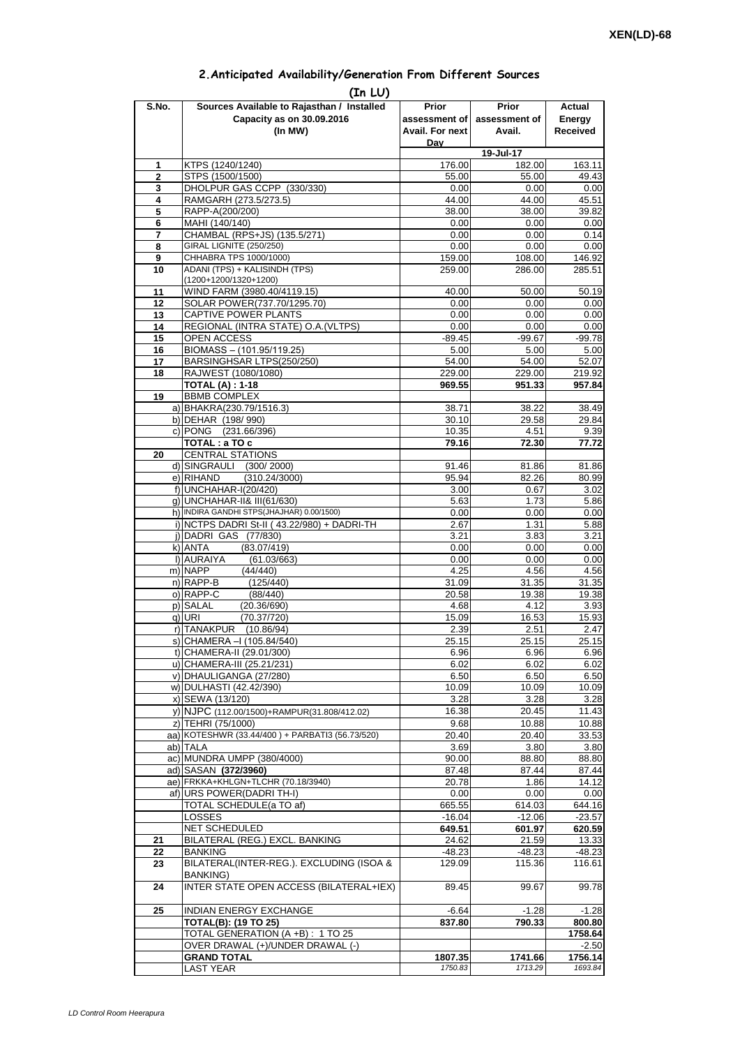XEN(LD)-68

## 2.Anticipated Availability/Generation From Different Sources

(In LU)

| S.No. | Sources Available to Rajasthan / Installed Capacity as on 30.09.2016 (In MW) | Prior assessment of Avail. For next Day | Prior assessment of Avail. | Actual Energy Received |
|---|---|---|---|---|
| | | 19-Jul-17 | | |
| 1 | KTPS (1240/1240) | 176.00 | 182.00 | 163.11 |
| 2 | STPS (1500/1500) | 55.00 | 55.00 | 49.43 |
| 3 | DHOLPUR GAS CCPP (330/330) | 0.00 | 0.00 | 0.00 |
| 4 | RAMGARH (273.5/273.5) | 44.00 | 44.00 | 45.51 |
| 5 | RAPP-A(200/200) | 38.00 | 38.00 | 39.82 |
| 6 | MAHI (140/140) | 0.00 | 0.00 | 0.00 |
| 7 | CHAMBAL (RPS+JS) (135.5/271) | 0.00 | 0.00 | 0.14 |
| 8 | GIRAL LIGNITE (250/250) | 0.00 | 0.00 | 0.00 |
| 9 | CHHABRA TPS 1000/1000) | 159.00 | 108.00 | 146.92 |
| 10 | ADANI (TPS) + KALISINDH (TPS) (1200+1200/1320+1200) | 259.00 | 286.00 | 285.51 |
| 11 | WIND FARM (3980.40/4119.15) | 40.00 | 50.00 | 50.19 |
| 12 | SOLAR POWER(737.70/1295.70) | 0.00 | 0.00 | 0.00 |
| 13 | CAPTIVE POWER PLANTS | 0.00 | 0.00 | 0.00 |
| 14 | REGIONAL (INTRA STATE) O.A.(VLTPS) | 0.00 | 0.00 | 0.00 |
| 15 | OPEN ACCESS | -89.45 | -99.67 | -99.78 |
| 16 | BIOMASS – (101.95/119.25) | 5.00 | 5.00 | 5.00 |
| 17 | BARSINGHSAR LTPS(250/250) | 54.00 | 54.00 | 52.07 |
| 18 | RAJWEST (1080/1080) | 229.00 | 229.00 | 219.92 |
| | **TOTAL (A) : 1-18** | **969.55** | **951.33** | **957.84** |
| 19 | BBMB COMPLEX | | | |
| | a) BHAKRA(230.79/1516.3) | 38.71 | 38.22 | 38.49 |
| | b) DEHAR (198/ 990) | 30.10 | 29.58 | 29.84 |
| | c) PONG (231.66/396) | 10.35 | 4.51 | 9.39 |
| | **TOTAL : a TO c** | **79.16** | **72.30** | **77.72** |
| 20 | CENTRAL STATIONS | | | |
| | d) SINGRAULI (300/ 2000) | 91.46 | 81.86 | 81.86 |
| | e) RIHAND (310.24/3000) | 95.94 | 82.26 | 80.99 |
| | f) UNCHAHAR-I(20/420) | 3.00 | 0.67 | 3.02 |
| | g) UNCHAHAR-II& III(61/630) | 5.63 | 1.73 | 5.86 |
| | h) INDIRA GANDHI STPS(JHAJHAR) 0.00/1500) | 0.00 | 0.00 | 0.00 |
| | i) NCTPS DADRI St-II ( 43.22/980) + DADRI-TH | 2.67 | 1.31 | 5.88 |
| | j) DADRI GAS (77/830) | 3.21 | 3.83 | 3.21 |
| | k) ANTA (83.07/419) | 0.00 | 0.00 | 0.00 |
| | l) AURAIYA (61.03/663) | 0.00 | 0.00 | 0.00 |
| | m) NAPP (44/440) | 4.25 | 4.56 | 4.56 |
| | n) RAPP-B (125/440) | 31.09 | 31.35 | 31.35 |
| | o) RAPP-C (88/440) | 20.58 | 19.38 | 19.38 |
| | p) SALAL (20.36/690) | 4.68 | 4.12 | 3.93 |
| | q) URI (70.37/720) | 15.09 | 16.53 | 15.93 |
| | r) TANAKPUR (10.86/94) | 2.39 | 2.51 | 2.47 |
| | s) CHAMERA –I (105.84/540) | 25.15 | 25.15 | 25.15 |
| | t) CHAMERA-II (29.01/300) | 6.96 | 6.96 | 6.96 |
| | u) CHAMERA-III (25.21/231) | 6.02 | 6.02 | 6.02 |
| | v) DHAULIGANGA (27/280) | 6.50 | 6.50 | 6.50 |
| | w) DULHASTI (42.42/390) | 10.09 | 10.09 | 10.09 |
| | x) SEWA (13/120) | 3.28 | 3.28 | 3.28 |
| | y) NJPC (112.00/1500)+RAMPUR(31.808/412.02) | 16.38 | 20.45 | 11.43 |
| | z) TEHRI (75/1000) | 9.68 | 10.88 | 10.88 |
| | aa) KOTESHWR (33.44/400 ) + PARBATI3 (56.73/520) | 20.40 | 20.40 | 33.53 |
| | ab) TALA | 3.69 | 3.80 | 3.80 |
| | ac) MUNDRA UMPP (380/4000) | 90.00 | 88.80 | 88.80 |
| | ad) SASAN **(372/3960)** | 87.48 | 87.44 | 87.44 |
| | ae) FRKKA+KHLGN+TLCHR (70.18/3940) | 20.78 | 1.86 | 14.12 |
| | af) URS POWER(DADRI TH-I) | 0.00 | 0.00 | 0.00 |
| | TOTAL SCHEDULE(a TO af) | 665.55 | 614.03 | 644.16 |
| | LOSSES | -16.04 | -12.06 | -23.57 |
| | NET SCHEDULED | **649.51** | **601.97** | **620.59** |
| 21 | BILATERAL (REG.) EXCL. BANKING | 24.62 | 21.59 | 13.33 |
| 22 | BANKING | -48.23 | -48.23 | -48.23 |
| 23 | BILATERAL(INTER-REG.). EXCLUDING (ISOA & BANKING) | 129.09 | 115.36 | 116.61 |
| 24 | INTER STATE OPEN ACCESS (BILATERAL+IEX) | 89.45 | 99.67 | 99.78 |
| 25 | INDIAN ENERGY EXCHANGE | -6.64 | -1.28 | -1.28 |
| | **TOTAL(B): (19 TO 25)** | **837.80** | **790.33** | **800.80** |
| | TOTAL GENERATION (A +B) : 1 TO 25 | | | **1758.64** |
| | OVER DRAWAL (+)/UNDER DRAWAL (-) | | | -2.50 |
| | **GRAND TOTAL** | **1807.35** | **1741.66** | **1756.14** |
| | LAST YEAR | *1750.83* | *1713.29* | *1693.84* |

*LD Control Room Heerapura*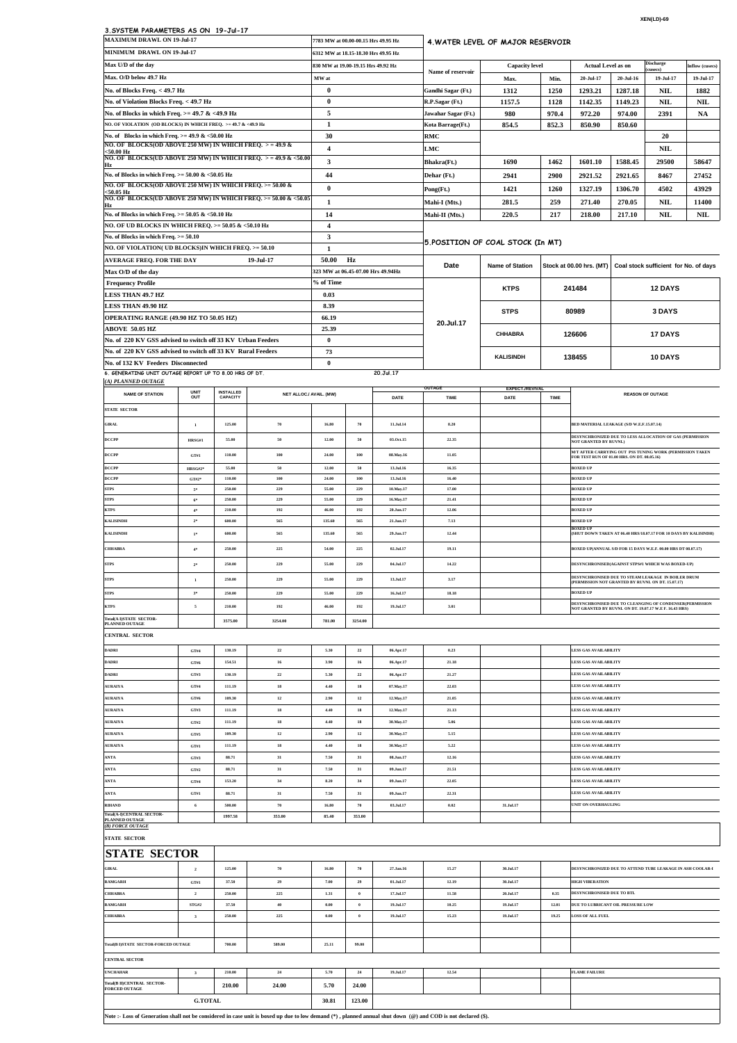XEN(LD)-69

### 3.SYSTEM PARAMETERS AS ON 19-Jul-17

| | |
|---|---|
| MAXIMUM DRAWL ON 19-Jul-17 | 7783 MW at 00.00-00.15 Hrs 49.95 Hz |
| MINIMUM DRAWL ON 19-Jul-17 | 6312 MW at 18.15-18.30 Hrs 49.95 Hz |
| Max U/D of the day | 830 MW at 19.00-19.15 Hrs 49.92 Hz |
| Max. O/D below 49.7 Hz | MW at |
| No. of Blocks Freq. < 49.7 Hz | 0 |
| No. of Violation Blocks Freq. < 49.7 Hz | 0 |
| No. of Blocks in which Freq. >= 49.7 & <49.9 Hz | 5 |
| NO. OF VIOLATION (OD BLOCKS) IN WHICH FREQ. >= 49.7 & <49.9 Hz | 1 |
| No. of Blocks in which Freq. >= 49.9 & <50.00 Hz | 30 |
| NO. OF BLOCKS(OD ABOVE 250 MW) IN WHICH FREQ. > = 49.9 & <50.00 Hz | 4 |
| NO. OF BLOCKS(UD ABOVE 250 MW) IN WHICH FREQ. > = 49.9 & <50.00 Hz | 3 |
| No. of Blocks in which Freq. >= 50.00 & <50.05 Hz | 44 |
| NO. OF BLOCKS(OD ABOVE 250 MW) IN WHICH FREQ. >= 50.00 & <50.05 Hz | 0 |
| NO. OF BLOCKS(UD ABOVE 250 MW) IN WHICH FREQ. >= 50.00 & <50.05 Hz | 1 |
| No. of Blocks in which Freq. >= 50.05 & <50.10 Hz | 14 |
| NO. OF UD BLOCKS IN WHICH FREQ. >= 50.05 & <50.10 Hz | 4 |
| No. of Blocks in which Freq. >= 50.10 | 3 |
| NO. OF VIOLATION( UD BLOCKS)IN WHICH FREQ. >= 50.10 | 1 |
| AVERAGE FREQ. FOR THE DAY 19-Jul-17 | 50.00 Hz |
| Max O/D of the day | 323 MW at 06.45-07.00 Hrs 49.94Hz |
| Frequency Profile | % of Time |
| LESS THAN 49.7 HZ | 0.03 |
| LESS THAN 49.90 HZ | 8.39 |
| OPERATING RANGE (49.90 HZ TO 50.05 HZ) | 66.19 |
| ABOVE 50.05 HZ | 25.39 |
| No. of 220 KV GSS advised to switch off 33 KV Urban Feeders | 0 |
| No. of 220 KV GSS advised to switch off 33 KV Rural Feeders | 73 |
| No. of 132 KV Feeders Disconnected | 0 |

### 4.WATER LEVEL OF MAJOR RESERVOIR

| Name of reservoir | Capacity level | | Actual Level as on | | Discharge (cusecs) | Inflow (cusecs) |
|---|---|---|---|---|---|---|
| | Max. | Min. | 20-Jul-17 | 20-Jul-16 | 19-Jul-17 | 19-Jul-17 |
| Gandhi Sagar (Ft.) | 1312 | 1250 | 1293.21 | 1287.18 | NIL | 1882 |
| R.P.Sagar (Ft.) | 1157.5 | 1128 | 1142.35 | 1149.23 | NIL | NIL |
| Jawahar Sagar (Ft.) | 980 | 970.4 | 972.20 | 974.00 | 2391 | NA |
| Kota Barrage(Ft.) | 854.5 | 852.3 | 850.90 | 850.60 | | |
| RMC | | | | | 20 | |
| LMC | | | | | NIL | |
| Bhakra(Ft.) | 1690 | 1462 | 1601.10 | 1588.45 | 29500 | 58647 |
| Dehar (Ft.) | 2941 | 2900 | 2921.52 | 2921.65 | 8467 | 27452 |
| Pong(Ft.) | 1421 | 1260 | 1327.19 | 1306.70 | 4502 | 43929 |
| Mahi-I (Mts.) | 281.5 | 259 | 271.40 | 270.05 | NIL | 11400 |
| Mahi-II (Mts.) | 220.5 | 217 | 218.00 | 217.10 | NIL | NIL |

### 5.POSITION OF COAL STOCK (In MT)

| Date | Name of Station | Stock at 00.00 hrs. (MT) | Coal stock sufficient for No. of days |
|---|---|---|---|
| 20.Jul.17 | KTPS | 241484 | 12 DAYS |
| | STPS | 80989 | 3 DAYS |
| | CHHABRA | 126606 | 17 DAYS |
| | KALISINDH | 138455 | 10 DAYS |

### 6. GENERATING UNIT OUTAGE REPORT UP TO 8.00 HRS OF DT. 20.Jul.17

*(A) PLANNED OUTAGE*

| NAME OF STATION | UNIT OUT | INSTALLED CAPACITY | NET ALLOC./ AVAIL. (MW) | | | OUTAGE DATE | OUTAGE TIME | EXPECT./REVIVAL DATE | EXPECT./REVIVAL TIME | REASON OF OUTAGE |
|---|---|---|---|---|---|---|---|---|---|---|
| **STATE SECTOR** | | | | | | | | | | |
| GIRAL | 1 | 125.00 | 70 | 16.80 | 70 | 11.Jul.14 | 8.20 | | | BED MATERIAL LEAKAGE (S/D W.E.F.15.07.14) |
| DCCPP | HRSG#1 | 55.00 | 50 | 12.00 | 50 | 03.Oct.15 | 22.35 | | | DESYNCHRONIZED DUE TO LESS ALLOCATION OF GAS (PERMISSION NOT GRANTED BY RUVNL) |
| DCCPP | GT#1 | 110.00 | 100 | 24.00 | 100 | 08.May.16 | 11.05 | | | M/T AFTER CARRYING OUT PSS TUNING WORK (PERMISSION TAKEN FOR TEST RUN OF 01.00 HRS. ON DT. 08.05.16) |
| DCCPP | HRSG#2* | 55.00 | 50 | 12.00 | 50 | 13.Jul.16 | 16.35 | | | BOXED UP |
| DCCPP | GT#2* | 110.00 | 100 | 24.00 | 100 | 13.Jul.16 | 16.40 | | | BOXED UP |
| STPS | 5* | 250.00 | 229 | 55.00 | 229 | 10.May.17 | 17.00 | | | BOXED UP |
| STPS | 6* | 250.00 | 229 | 55.00 | 229 | 16.May.17 | 21.41 | | | BOXED UP |
| KTPS | 4* | 210.00 | 192 | 46.00 | 192 | 20.Jun.17 | 12.06 | | | BOXED UP |
| KALISINDH | 2* | 600.00 | 565 | 135.60 | 565 | 21.Jun.17 | 7.13 | | | BOXED UP |
| KALISINDH | 1* | 600.00 | 565 | 135.60 | 565 | 29.Jun.17 | 12.44 | | | BOXED UP (SHUT DOWN TAKEN AT 06.40 HRS/18.07.17 FOR 10 DAYS BY KALISINDH) |
| CHHABRA | 4* | 250.00 | 225 | 54.00 | 225 | 02.Jul.17 | 19.11 | | | BOXED UP(ANNUAL S/D FOR 15 DAYS W.E.F. 00.00 HRS DT 08.07.17) |
| STPS | 2* | 250.00 | 229 | 55.00 | 229 | 04.Jul.17 | 14.22 | | | DESYNCHRONISED(AGAINST STPS#1 WHICH WAS BOXED-UP) |
| STPS | 1 | 250.00 | 229 | 55.00 | 229 | 13.Jul.17 | 3.17 | | | DESYNCHRONISED DUE TO STEAM LEAKAGE IN BOILER DRUM (PERMISSION NOT GRANTED BY RUVNL ON DT. 15.07.17) |
| STPS | 3* | 250.00 | 229 | 55.00 | 229 | 16.Jul.17 | 18.10 | | | BOXED UP |
| KTPS | 5 | 210.00 | 192 | 46.00 | 192 | 19.Jul.17 | 3.01 | | | DESYNCHRONISED DUE TO CLEANGING OF CONDENSER(PERMISSION NOT GRANTED BY RUVNL ON DT. 19.07.17 W.E.F. 16.43 HRS) |
| Total(A-I)STATE SECTOR-PLANNED OUTAGE | | 3575.00 | 3254.00 | 781.00 | 3254.00 | | | | | |
| **CENTRAL SECTOR** | | | | | | | | | | |
| DADRI | GT#4 | 130.19 | 22 | 5.30 | 22 | 06.Apr.17 | 0.23 | | | LESS GAS AVAILABILITY |
| DADRI | GT#6 | 154.51 | 16 | 3.90 | 16 | 06.Apr.17 | 21.18 | | | LESS GAS AVAILABILITY |
| DADRI | GT#3 | 130.19 | 22 | 5.30 | 22 | 06.Apr.17 | 21.27 | | | LESS GAS AVAILABILITY |
| AURAIYA | GT#4 | 111.19 | 18 | 4.40 | 18 | 07.May.17 | 22.03 | | | LESS GAS AVAILABILITY |
| AURAIYA | GT#6 | 109.30 | 12 | 2.90 | 12 | 12.May.17 | 21.05 | | | LESS GAS AVAILABILITY |
| AURAIYA | GT#3 | 111.19 | 18 | 4.40 | 18 | 12.May.17 | 21.13 | | | LESS GAS AVAILABILITY |
| AURAIYA | GT#2 | 111.19 | 18 | 4.40 | 18 | 30.May.17 | 5.06 | | | LESS GAS AVAILABILITY |
| AURAIYA | GT#5 | 109.30 | 12 | 2.90 | 12 | 30.May.17 | 5.15 | | | LESS GAS AVAILABILITY |
| AURAIYA | GT#1 | 111.19 | 18 | 4.40 | 18 | 30.May.17 | 5.22 | | | LESS GAS AVAILABILITY |
| ANTA | GT#3 | 88.71 | 31 | 7.50 | 31 | 08.Jun.17 | 12.16 | | | LESS GAS AVAILABILITY |
| ANTA | GT#2 | 88.71 | 31 | 7.50 | 31 | 09.Jun.17 | 21.51 | | | LESS GAS AVAILABILITY |
| ANTA | GT#4 | 153.20 | 34 | 8.20 | 34 | 09.Jun.17 | 22.05 | | | LESS GAS AVAILABILITY |
| ANTA | GT#1 | 88.71 | 31 | 7.50 | 31 | 09.Jun.17 | 22.31 | | | LESS GAS AVAILABILITY |
| RIHAND | 6 | 500.00 | 70 | 16.80 | 70 | 03.Jul.17 | 0.02 | 31.Jul.17 | | UNIT ON OVERHAULING |
| Total(A-I)CENTRAL SECTOR-PLANNED OUTAGE | | 1997.58 | 353.00 | 85.40 | 353.00 | | | | | |

*(B) FORCE OUTAGE*

| NAME OF STATION | UNIT OUT | INSTALLED CAPACITY | NET ALLOC./ AVAIL. (MW) | | | OUTAGE DATE | OUTAGE TIME | EXPECT./REVIVAL DATE | EXPECT./REVIVAL TIME | REASON OF OUTAGE |
|---|---|---|---|---|---|---|---|---|---|---|
| **STATE SECTOR** | | | | | | | | | | |
| GIRAL | 2 | 125.00 | 70 | 16.80 | 70 | 27.Jan.16 | 15.27 | 30.Jul.17 | | DESYNCHRONIZED DUE TO ATTEND TUBE LEAKAGE IN ASH COOLAR-I |
| RAMGARH | GT#1 | 37.50 | 29 | 7.00 | 29 | 01.Jul.17 | 12.19 | 30.Jul.17 | | HIGH VIBERATION |
| CHHABRA | 2 | 250.00 | 225 | 1.31 | 0 | 17.Jul.17 | 11.58 | 20.Jul.17 | 0.35 | DESYNCHRONISED DUE TO BTL |
| RAMGARH | STG#2 | 37.50 | 40 | 0.00 | 0 | 19.Jul.17 | 10.25 | 19.Jul.17 | 12.01 | DUE TO LUBRICANT OIL PRESSURE LOW |
| CHHABRA | 3 | 250.00 | 225 | 0.00 | 0 | 19.Jul.17 | 15.23 | 19.Jul.17 | 19.25 | LOSS OF ALL FUEL |
| Total(B-I)STATE SECTOR-FORCED OUTAGE | | 700.00 | 589.00 | 25.11 | 99.00 | | | | | |
| **CENTRAL SECTOR** | | | | | | | | | | |
| UNCHAHAR | 3 | 210.00 | 24 | 5.70 | 24 | 19.Jul.17 | 12.54 | | | FLAME FAILURE |
| Total(B-II)CENTRAL SECTOR-FORCED OUTAGE | | 210.00 | 24.00 | 5.70 | 24.00 | | | | | |
| G.TOTAL | | | | 30.81 | 123.00 | | | | | |

Note :- Loss of Generation shall not be considered in case unit is boxed up due to low demand (*) , planned annual shut down (@) and COD is not declared ($).